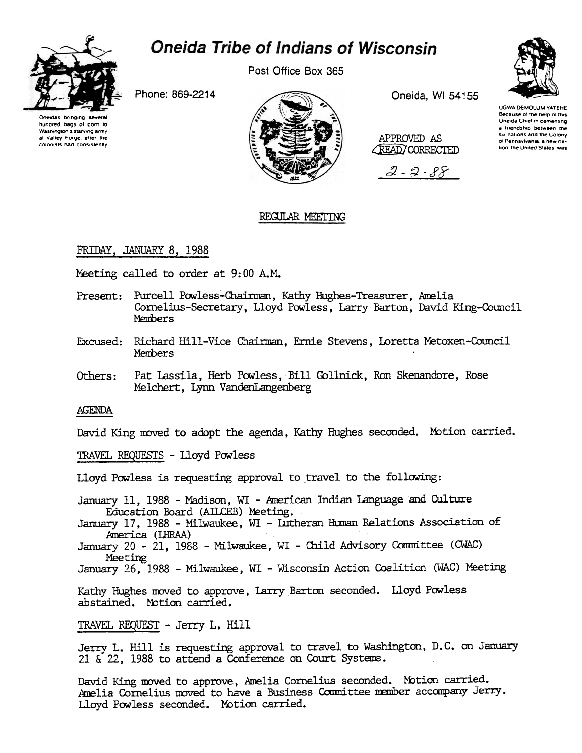# Oneida Tribe of Indians of Wisconsin

Post Office Box 365

Phone: 869-2214

Oneida, WI 54155

Oneidas bringing several hundred bags of corn to Washington's starving army at Valley Forge, after the colonists had consistently

UGWA DEMOLUM YATEHE Because of the help of this Oneida Chief in cementing a friendship between the six nations and the Colony of Pennsylvania, a new nation, the United States, was

APPROVED AS READ/CORRECTED

2-2-88

## REGULAR MEETING

FRIDAY, JANUARY 8, 1988

Meeting called to order at 9:00 A.M.

Present: Purcell Powless-Chairman, Kathy Hughes-Treasurer, Amelia Cornelius-Secretary, Lloyd Powless, Larry Barton, David King-Council Members

Excused: Richard Hill-Vice Chairman, Ernie Stevens, Loretta Metoxen-Council Members

Others: Pat Lassila, Herb Powless, Bill Gollnick, Ron Skenandore, Rose Melchert, Lynn VandenLangenberg

AGENDA

David King moved to adopt the agenda, Kathy Hughes seconded. Motion carried.

TRAVEL REQUESTS - Lloyd Powless

Lloyd Powless is requesting approval to travel to the following:

January 11, 1988 - Madison, WI - American Indian Language and Culture Education Board (AILCEB) Meeting.
January 17, 1988 - Milwaukee, WI - Lutheran Human Relations Association of America (LHRAA)
January 20 - 21, 1988 - Milwaukee, WI - Child Advisory Committee (CWAC) Meeting
January 26, 1988 - Milwaukee, WI - Wisconsin Action Coalition (WAC) Meeting

Kathy Hughes moved to approve, Larry Barton seconded. Lloyd Powless abstained. Motion carried.

TRAVEL REQUEST - Jerry L. Hill

Jerry L. Hill is requesting approval to travel to Washington, D.C. on January 21 & 22, 1988 to attend a Conference on Court Systems.

David King moved to approve, Amelia Cornelius seconded. Motion carried. Amelia Cornelius moved to have a Business Committee member accompany Jerry. Lloyd Powless seconded. Motion carried.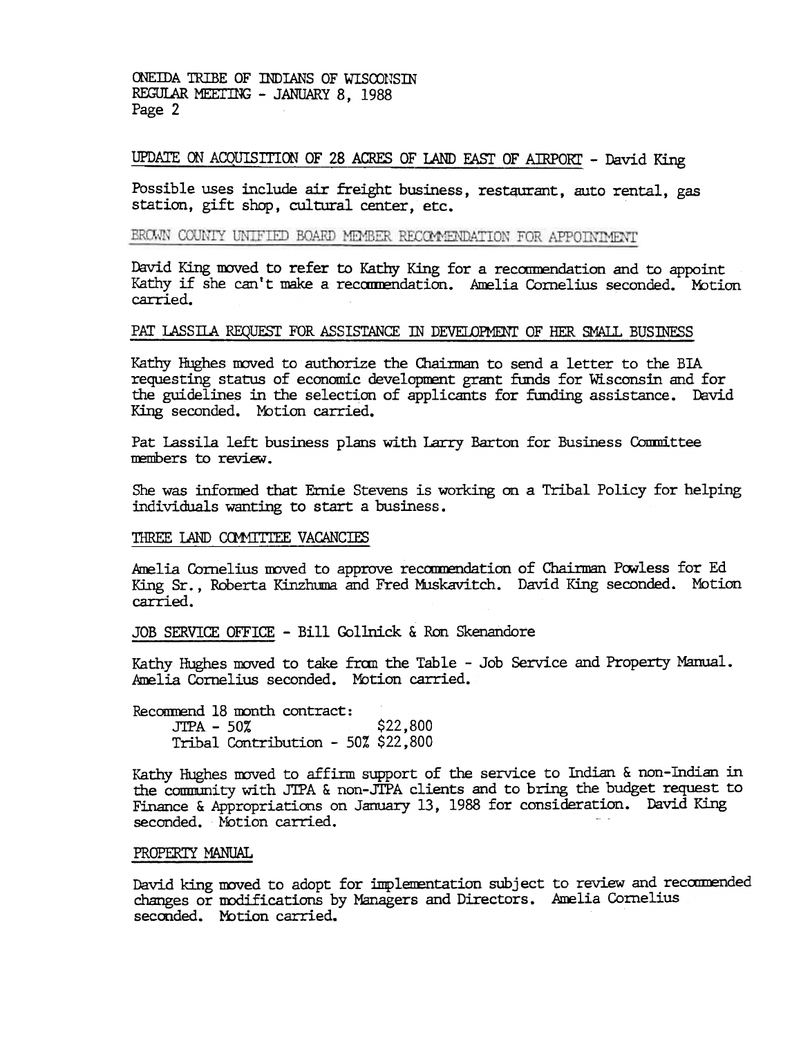ONEIDA TRIBE OF INDIANS OF WISCONSIN
REGULAR MEETING - JANUARY 8, 1988

UPDATE ON ACQUISITION OF 28 ACRES OF LAND EAST OF AIRPORT - David King

Possible uses include air freight business, restaurant, auto rental, gas station, gift shop, cultural center, etc.

BROWN COUNTY UNIFIED BOARD MEMBER RECOMMENDATION FOR APPOINTMENT

David King moved to refer to Kathy King for a recommendation and to appoint Kathy if she can't make a recommendation. Amelia Cornelius seconded. Motion carried.

PAT LASSILA REQUEST FOR ASSISTANCE IN DEVELOPMENT OF HER SMALL BUSINESS

Kathy Hughes moved to authorize the Chairman to send a letter to the BIA requesting status of economic development grant funds for Wisconsin and for the guidelines in the selection of applicants for funding assistance. David King seconded. Motion carried.

Pat Lassila left business plans with Larry Barton for Business Committee members to review.

She was informed that Ernie Stevens is working on a Tribal Policy for helping individuals wanting to start a business.

THREE LAND COMMITTEE VACANCIES

Amelia Cornelius moved to approve recommendation of Chairman Powless for Ed King Sr., Roberta Kinzhuma and Fred Muskavitch. David King seconded. Motion carried.

JOB SERVICE OFFICE - Bill Gollnick & Ron Skenandore

Kathy Hughes moved to take from the Table - Job Service and Property Manual. Amelia Cornelius seconded. Motion carried.

Recommend 18 month contract:

JTPA - 50% $22,800
Tribal Contribution - 50% $22,800

Kathy Hughes moved to affirm support of the service to Indian & non-Indian in the community with JTPA & non-JTPA clients and to bring the budget request to Finance & Appropriations on January 13, 1988 for consideration. David King seconded. Motion carried.

PROPERTY MANUAL

David king moved to adopt for implementation subject to review and recommended changes or modifications by Managers and Directors. Amelia Cornelius seconded. Motion carried.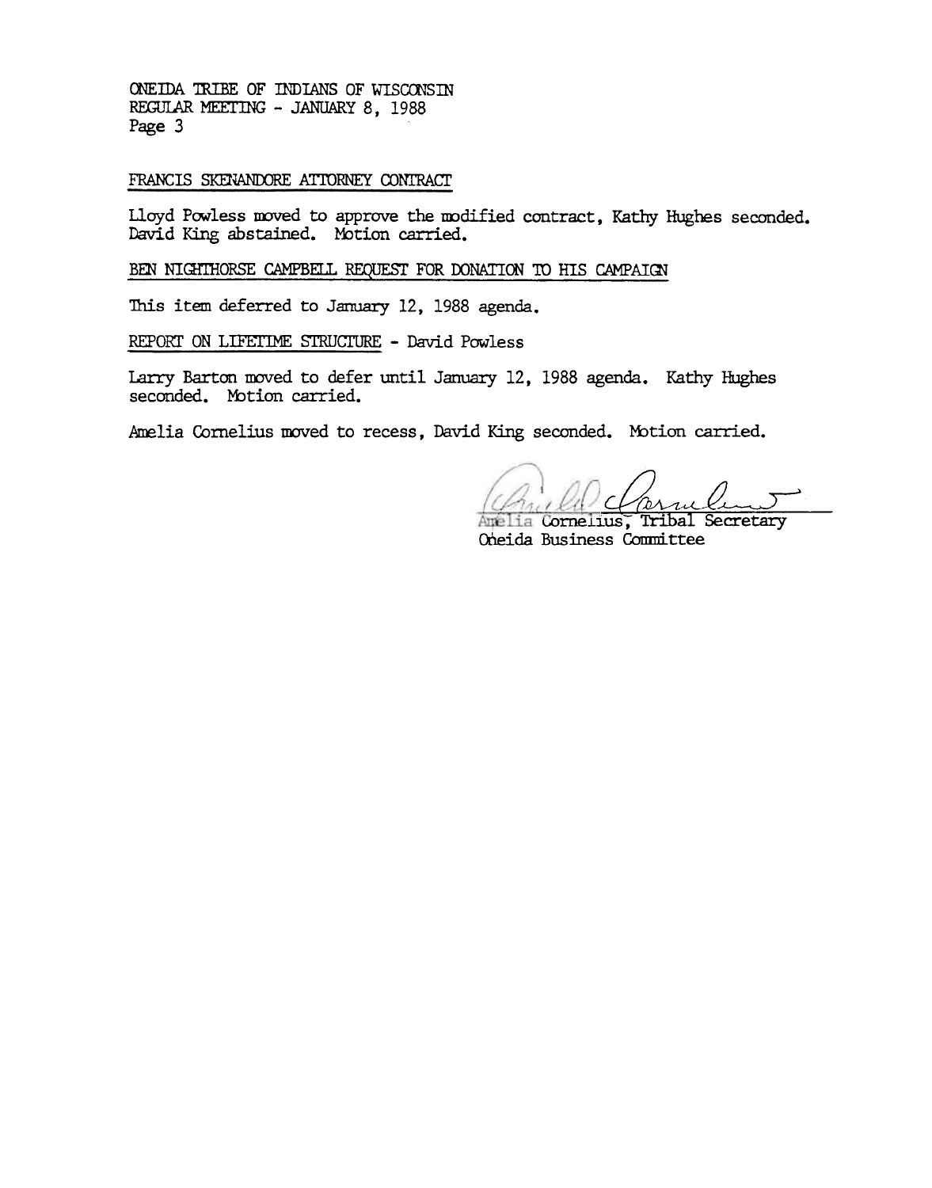FRANCIS SKENANDORE ATTORNEY CONTRACT

Lloyd Powless moved to approve the modified contract, Kathy Hughes seconded. David King abstained. Motion carried.

BEN NIGHTHORSE CAMPBELL REQUEST FOR DONATION TO HIS CAMPAIGN

This item deferred to January 12, 1988 agenda.

REPORT ON LIFETIME STRUCTURE - David Powless

Larry Barton moved to defer until January 12, 1988 agenda. Kathy Hughes seconded. Motion carried.

Amelia Cornelius moved to recess, David King seconded. Motion carried.

Amelia Cornelius, Tribal Secretary
Oneida Business Committee